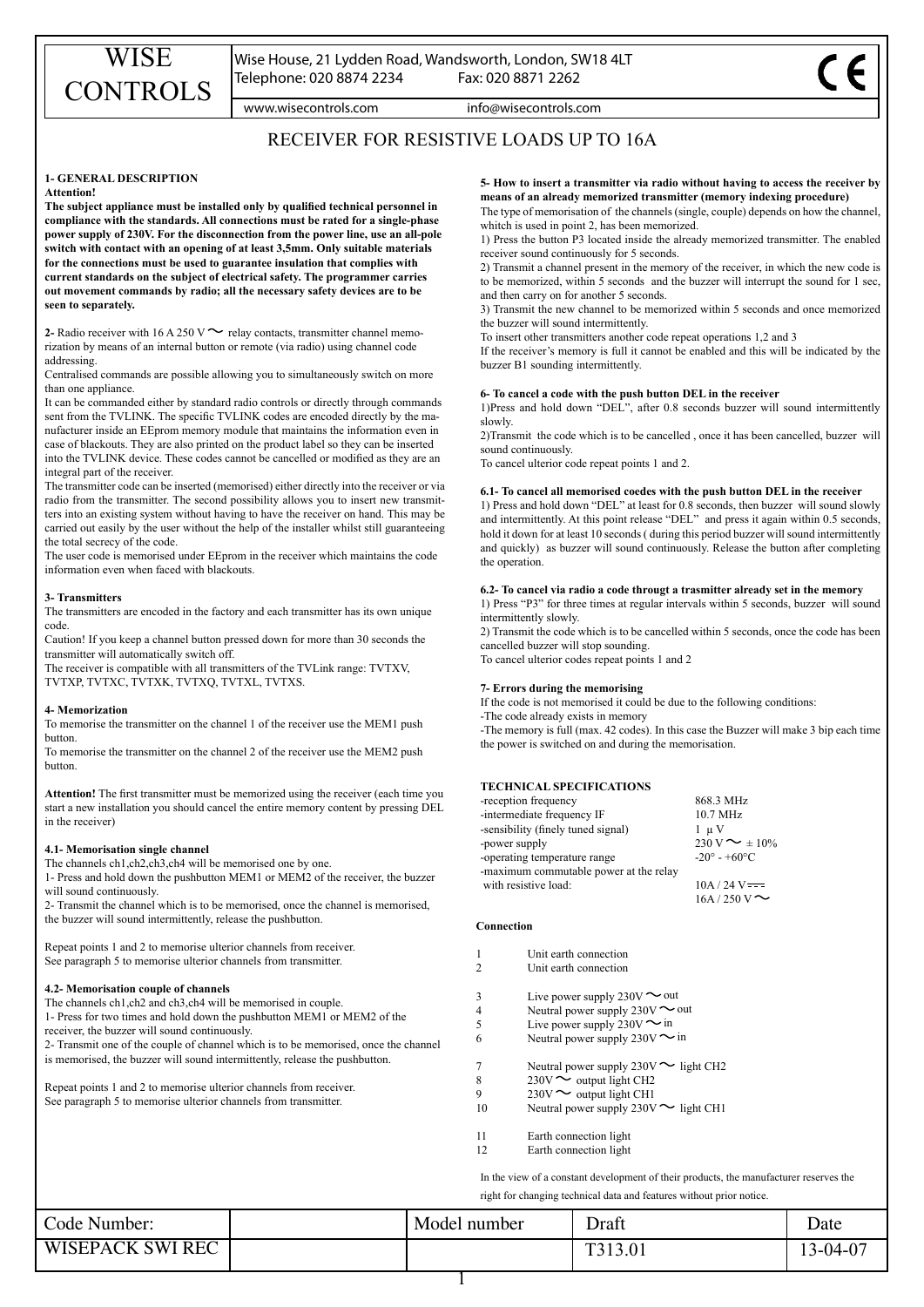# WISE CONTROLS

Wise House, 21 Lydden Road, Wandsworth, London, SW18 4LT
Telephone: 020 8874 2234 Fax: 020 8871 2262
www.wisecontrols.com info@wisecontrols.com

CE

## RECEIVER FOR RESISTIVE LOADS UP TO 16A

### 1- GENERAL DESCRIPTION

**Attention!**

**The subject appliance must be installed only by qualified technical personnel in compliance with the standards. All connections must be rated for a single-phase power supply of 230V. For the disconnection from the power line, use an all-pole switch with contact with an opening of at least 3,5mm. Only suitable materials for the connections must be used to guarantee insulation that complies with current standards on the subject of electrical safety. The programmer carries out movement commands by radio; all the necessary safety devices are to be seen to separately.**

**2-** Radio receiver with 16 A 250 V~ relay contacts, transmitter channel memorization by means of an internal button or remote (via radio) using channel code addressing.

Centralised commands are possible allowing you to simultaneously switch on more than one appliance.

It can be commanded either by standard radio controls or directly through commands sent from the TVLINK. The specific TVLINK codes are encoded directly by the manufacturer inside an EEprom memory module that maintains the information even in case of blackouts. They are also printed on the product label so they can be inserted into the TVLINK device. These codes cannot be cancelled or modified as they are an integral part of the receiver.

The transmitter code can be inserted (memorised) either directly into the receiver or via radio from the transmitter. The second possibility allows you to insert new transmitters into an existing system without having to have the receiver on hand. This may be carried out easily by the user without the help of the installer whilst still guaranteeing the total secrecy of the code.

The user code is memorised under EEprom in the receiver which maintains the code information even when faced with blackouts.

### 3- Transmitters

The transmitters are encoded in the factory and each transmitter has its own unique code.

Caution! If you keep a channel button pressed down for more than 30 seconds the transmitter will automatically switch off.

The receiver is compatible with all transmitters of the TVLink range: TVTXV, TVTXP, TVTXC, TVTXK, TVTXQ, TVTXL, TVTXS.

### 4- Memorization

To memorise the transmitter on the channel 1 of the receiver use the MEM1 push button.

To memorise the transmitter on the channel 2 of the receiver use the MEM2 push button.

**Attention!** The first transmitter must be memorized using the receiver (each time you start a new installation you should cancel the entire memory content by pressing DEL in the receiver)

### 4.1- Memorisation single channel

The channels ch1,ch2,ch3,ch4 will be memorised one by one.

1- Press and hold down the pushbutton MEM1 or MEM2 of the receiver, the buzzer will sound continuously.

2- Transmit the channel which is to be memorised, once the channel is memorised, the buzzer will sound intermittently, release the pushbutton.

Repeat points 1 and 2 to memorise ulterior channels from receiver.
See paragraph 5 to memorise ulterior channels from transmitter.

### 4.2- Memorisation couple of channels

The channels ch1,ch2 and ch3,ch4 will be memorised in couple.

1- Press for two times and hold down the pushbutton MEM1 or MEM2 of the receiver, the buzzer will sound continuously.

2- Transmit one of the couple of channel which is to be memorised, once the channel is memorised, the buzzer will sound intermittently, release the pushbutton.

Repeat points 1 and 2 to memorise ulterior channels from receiver.
See paragraph 5 to memorise ulterior channels from transmitter.

### 5- How to insert a transmitter via radio without having to access the receiver by means of an already memorized transmitter (memory indexing procedure)

The type of memorisation of the channels (single, couple) depends on how the channel, which is used in point 2, has been memorized.

1) Press the button P3 located inside the already memorized transmitter. The enabled receiver sound continuously for 5 seconds.

2) Transmit a channel present in the memory of the receiver, in which the new code is to be memorized, within 5 seconds and the buzzer will interrupt the sound for 1 sec, and then carry on for another 5 seconds.

3) Transmit the new channel to be memorized within 5 seconds and once memorized the buzzer will sound intermittently.

To insert other transmitters another code repeat operations 1,2 and 3

If the receiver's memory is full it cannot be enabled and this will be indicated by the buzzer B1 sounding intermittently.

### 6- To cancel a code with the push button DEL in the receiver

1)Press and hold down "DEL", after 0.8 seconds buzzer will sound intermittently slowly.

2)Transmit the code which is to be cancelled , once it has been cancelled, buzzer will sound continuously.

To cancel ulterior code repeat points 1 and 2.

### 6.1- To cancel all memorised coedes with the push button DEL in the receiver

1) Press and hold down "DEL" at least for 0.8 seconds, then buzzer will sound slowly and intermittently. At this point release "DEL" and press it again within 0.5 seconds, hold it down for at least 10 seconds ( during this period buzzer will sound intermittently and quickly) as buzzer will sound continuously. Release the button after completing the operation.

### 6.2- To cancel via radio a code througt a trasmitter already set in the memory

1) Press "P3" for three times at regular intervals within 5 seconds, buzzer will sound intermittently slowly.

2) Transmit the code which is to be cancelled within 5 seconds, once the code has been cancelled buzzer will stop sounding.

To cancel ulterior codes repeat points 1 and 2

### 7- Errors during the memorising

If the code is not memorised it could be due to the following conditions:

-The code already exists in memory

-The memory is full (max. 42 codes). In this case the Buzzer will make 3 bip each time the power is switched on and during the memorisation.

### TECHNICAL SPECIFICATIONS

| | |
|---|---|
| -reception frequency | 868.3 MHz |
| -intermediate frequency IF | 10.7 MHz |
| -sensibility (finely tuned signal) | 1 µ V |
| -power supply | 230 V~ ± 10% |
| -operating temperature range | -20° - +60°C |
| -maximum commutable power at the relay with resistive load: | 10A / 24 V⎓ <br> 16A / 250 V~ |

### Connection

| | |
|---|---|
| 1 | Unit earth connection |
| 2 | Unit earth connection |
| 3 | Live power supply 230V~ out |
| 4 | Neutral power supply 230V~ out |
| 5 | Live power supply 230V~ in |
| 6 | Neutral power supply 230V~ in |
| 7 | Neutral power supply 230V~ light CH2 |
| 8 | 230V~ output light CH2 |
| 9 | 230V~ output light CH1 |
| 10 | Neutral power supply 230V~ light CH1 |
| 11 | Earth connection light |
| 12 | Earth connection light |

In the view of a constant development of their products, the manufacturer reserves the right for changing technical data and features without prior notice.

| Code Number: | | Model number | Draft | Date |
|---|---|---|---|---|
| WISEPACK SWI REC | | | T313.01 | 13-04-07 |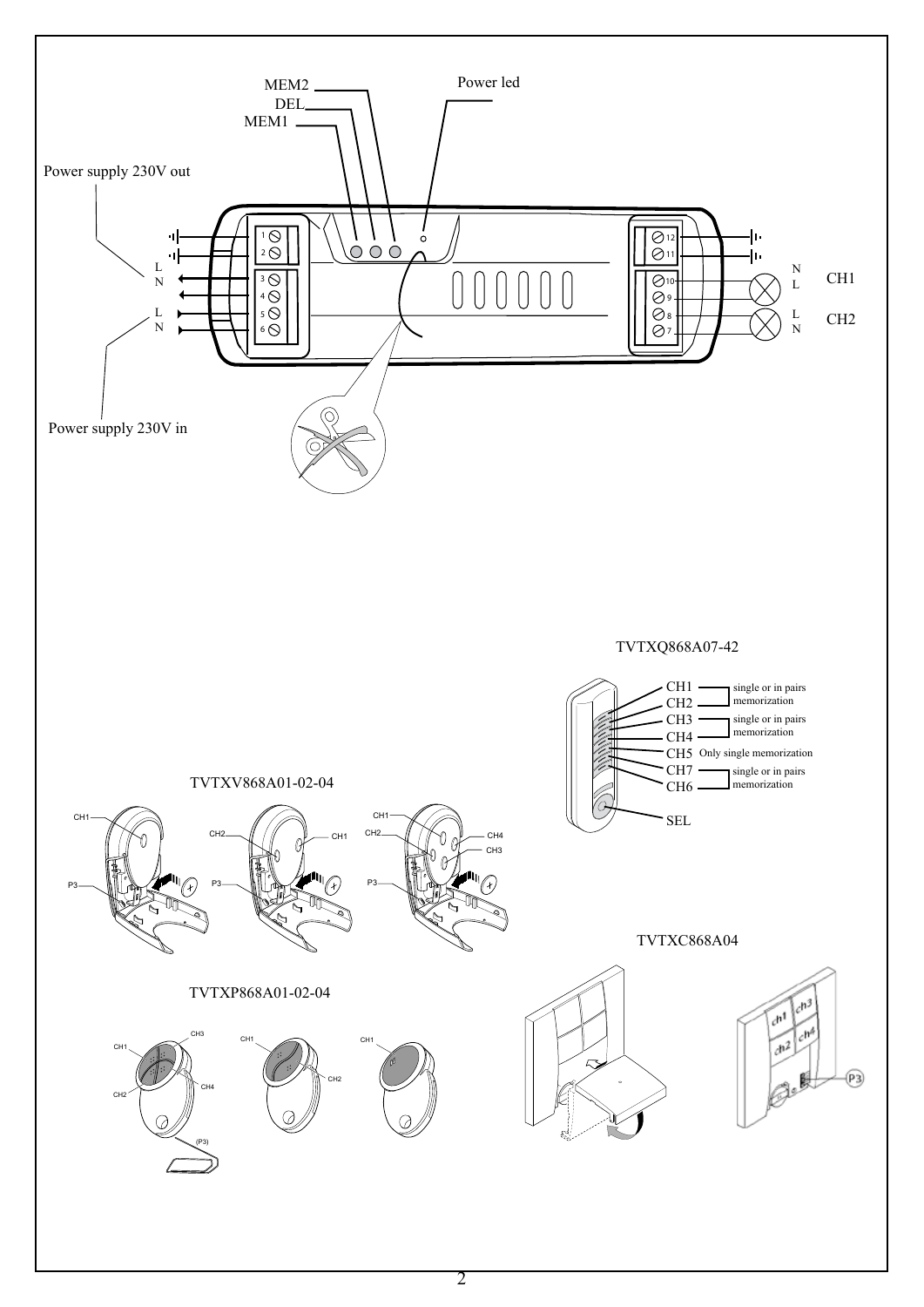MEM2

DEL

MEM1

Power led

Power supply 230V out

L
N

L
N

Power supply 230V in

1
2
3
4
5
6

12
11
10
9
8
7

N
L

L
N

CH1

CH2

TVTXQ868A07-42

CH1
CH2
single or in pairs memorization

CH3
CH4
single or in pairs memorization

CH5 Only single memorization

CH7
CH6
single or in pairs memorization

SEL

TVTXV868A01-02-04

CH1

P3

CH2

CH1

P3

CH1

CH2

CH4

CH3

P3

TVTXC868A04

TVTXP868A01-02-04

CH1

CH3

CH2

CH4

(P3)

CH1

CH2

CH1

ch1 ch3
ch2 ch4

P3